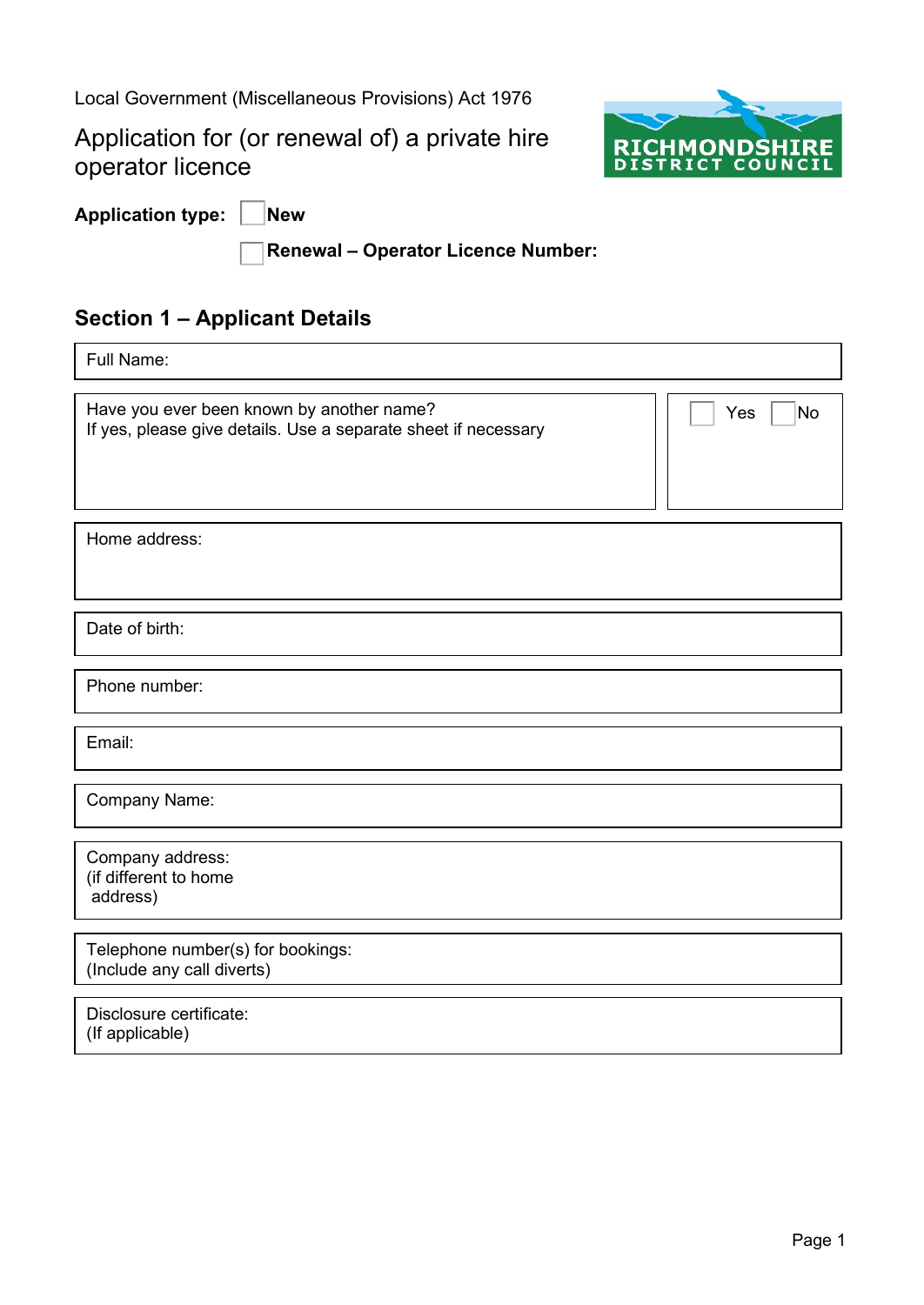Local Government (Miscellaneous Provisions) Act 1976

# Application for (or renewal of) a private hire operator licence

RICHMONDSHIRE DISTRICT COUNCIL

**Application type:** ☐ **New**

☐ **Renewal – Operator Licence Number:**

## Section 1 – Applicant Details

| | |
|---|---|
| Full Name: | |
| Have you ever been known by another name?<br>If yes, please give details. Use a separate sheet if necessary | ☐ Yes ☐ No |
| Home address: | |
| Date of birth: | |
| Phone number: | |
| Email: | |
| Company Name: | |
| Company address:<br>(if different to home address) | |
| Telephone number(s) for bookings:<br>(Include any call diverts) | |
| Disclosure certificate:<br>(If applicable) | |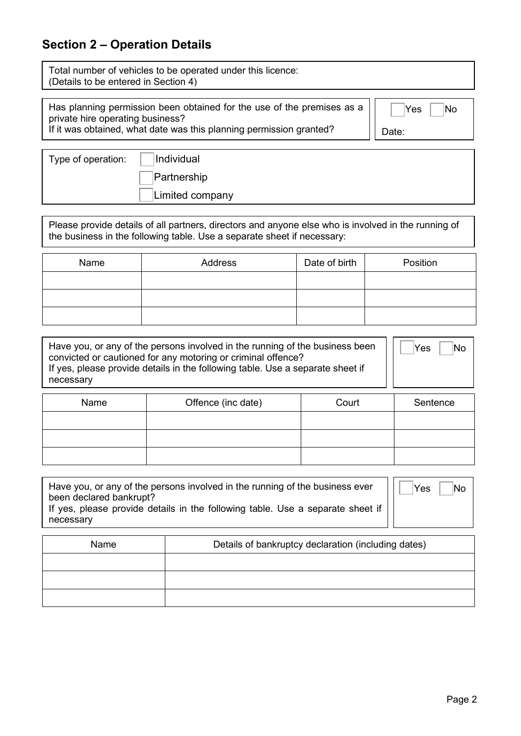## Section 2 – Operation Details

Total number of vehicles to be operated under this licence:
(Details to be entered in Section 4)

Has planning permission been obtained for the use of the premises as a private hire operating business?
If it was obtained, what date was this planning permission granted?

☐ Yes ☐ No

Date:

Type of operation:

☐ Individual

☐ Partnership

☐ Limited company

Please provide details of all partners, directors and anyone else who is involved in the running of the business in the following table. Use a separate sheet if necessary:

| Name | Address | Date of birth | Position |
|---|---|---|---|
| | | | |
| | | | |
| | | | |

Have you, or any of the persons involved in the running of the business been convicted or cautioned for any motoring or criminal offence?
If yes, please provide details in the following table. Use a separate sheet if necessary

☐ Yes ☐ No

| Name | Offence (inc date) | Court | Sentence |
|---|---|---|---|
| | | | |
| | | | |
| | | | |

Have you, or any of the persons involved in the running of the business ever been declared bankrupt?
If yes, please provide details in the following table. Use a separate sheet if necessary

☐ Yes ☐ No

| Name | Details of bankruptcy declaration (including dates) |
|---|---|
| | |
| | |
| | |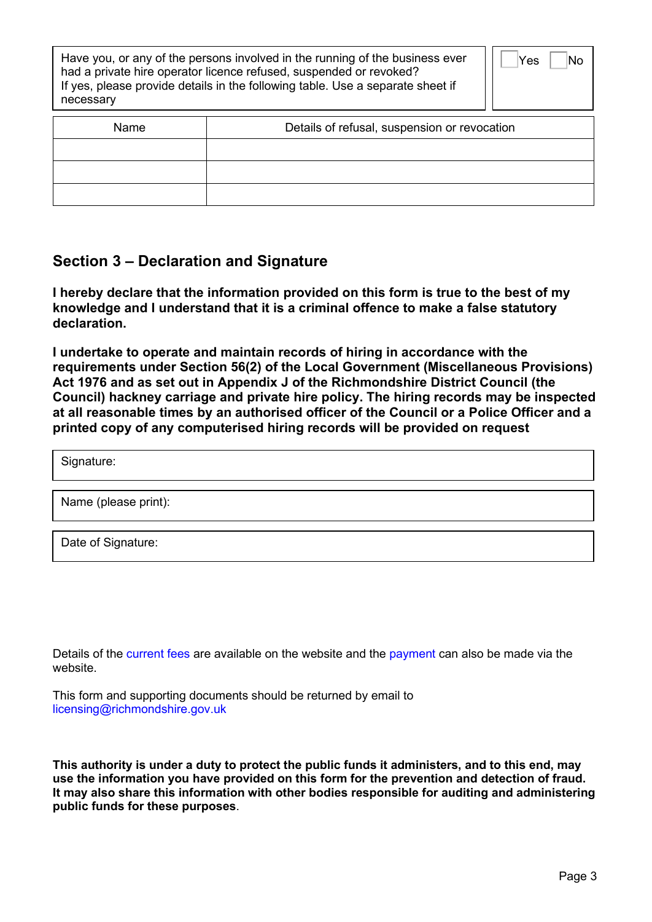| | |
|---|---|
| Have you, or any of the persons involved in the running of the business ever had a private hire operator licence refused, suspended or revoked?<br>If yes, please provide details in the following table. Use a separate sheet if necessary | ☐ Yes ☐ No |

| Name | Details of refusal, suspension or revocation |
|---|---|
| | |
| | |
| | |

## Section 3 – Declaration and Signature

**I hereby declare that the information provided on this form is true to the best of my knowledge and I understand that it is a criminal offence to make a false statutory declaration.**

**I undertake to operate and maintain records of hiring in accordance with the requirements under Section 56(2) of the Local Government (Miscellaneous Provisions) Act 1976 and as set out in Appendix J of the Richmondshire District Council (the Council) hackney carriage and private hire policy. The hiring records may be inspected at all reasonable times by an authorised officer of the Council or a Police Officer and a printed copy of any computerised hiring records will be provided on request**

| |
|---|
| Signature: |
| Name (please print): |
| Date of Signature: |

Details of the current fees are available on the website and the payment can also be made via the website.

This form and supporting documents should be returned by email to licensing@richmondshire.gov.uk

**This authority is under a duty to protect the public funds it administers, and to this end, may use the information you have provided on this form for the prevention and detection of fraud. It may also share this information with other bodies responsible for auditing and administering public funds for these purposes**.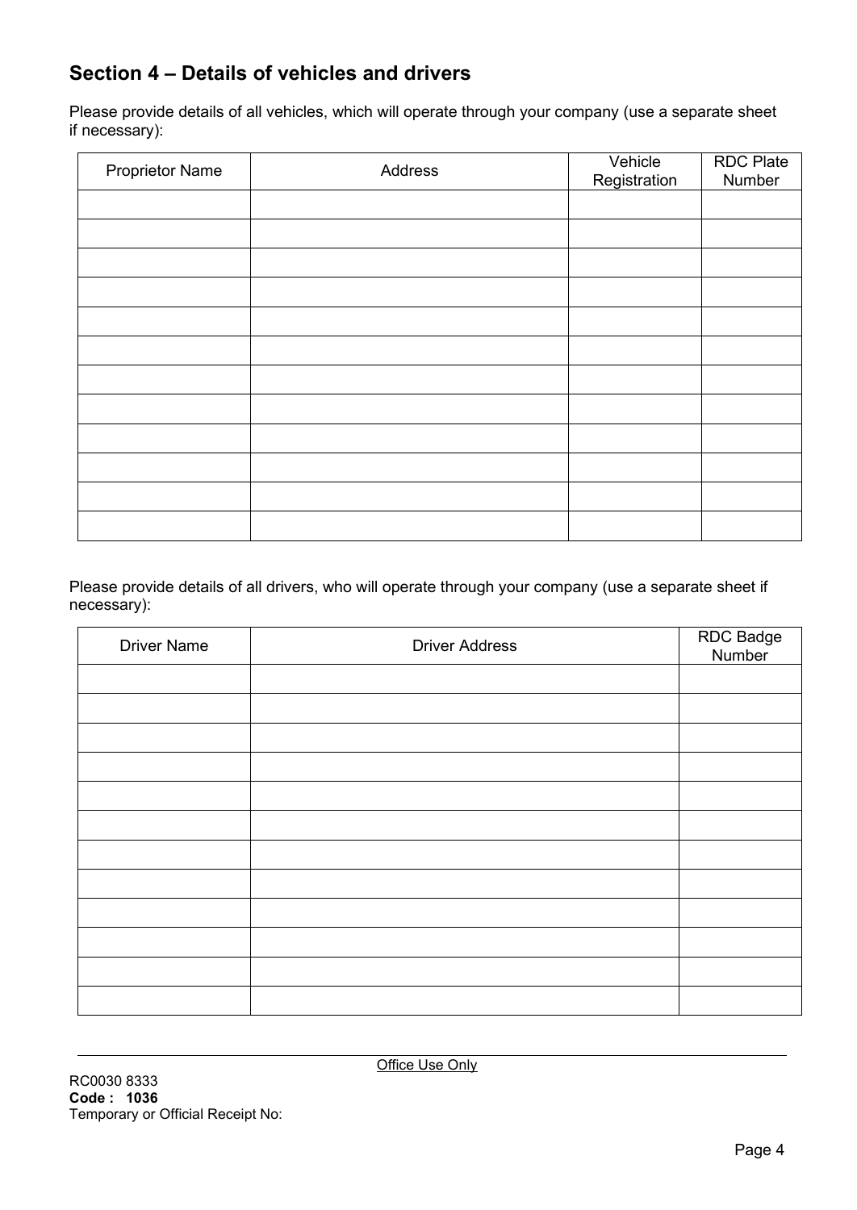## Section 4 – Details of vehicles and drivers

Please provide details of all vehicles, which will operate through your company (use a separate sheet if necessary):

| Proprietor Name | Address | Vehicle Registration | RDC Plate Number |
| --- | --- | --- | --- |
| | | | |
| | | | |
| | | | |
| | | | |
| | | | |
| | | | |
| | | | |
| | | | |
| | | | |
| | | | |
| | | | |
| | | | |

Please provide details of all drivers, who will operate through your company (use a separate sheet if necessary):

| Driver Name | Driver Address | RDC Badge Number |
| --- | --- | --- |
| | | |
| | | |
| | | |
| | | |
| | | |
| | | |
| | | |
| | | |
| | | |
| | | |
| | | |
| | | |

Office Use Only

RC0030 8333
**Code : 1036**
Temporary or Official Receipt No: